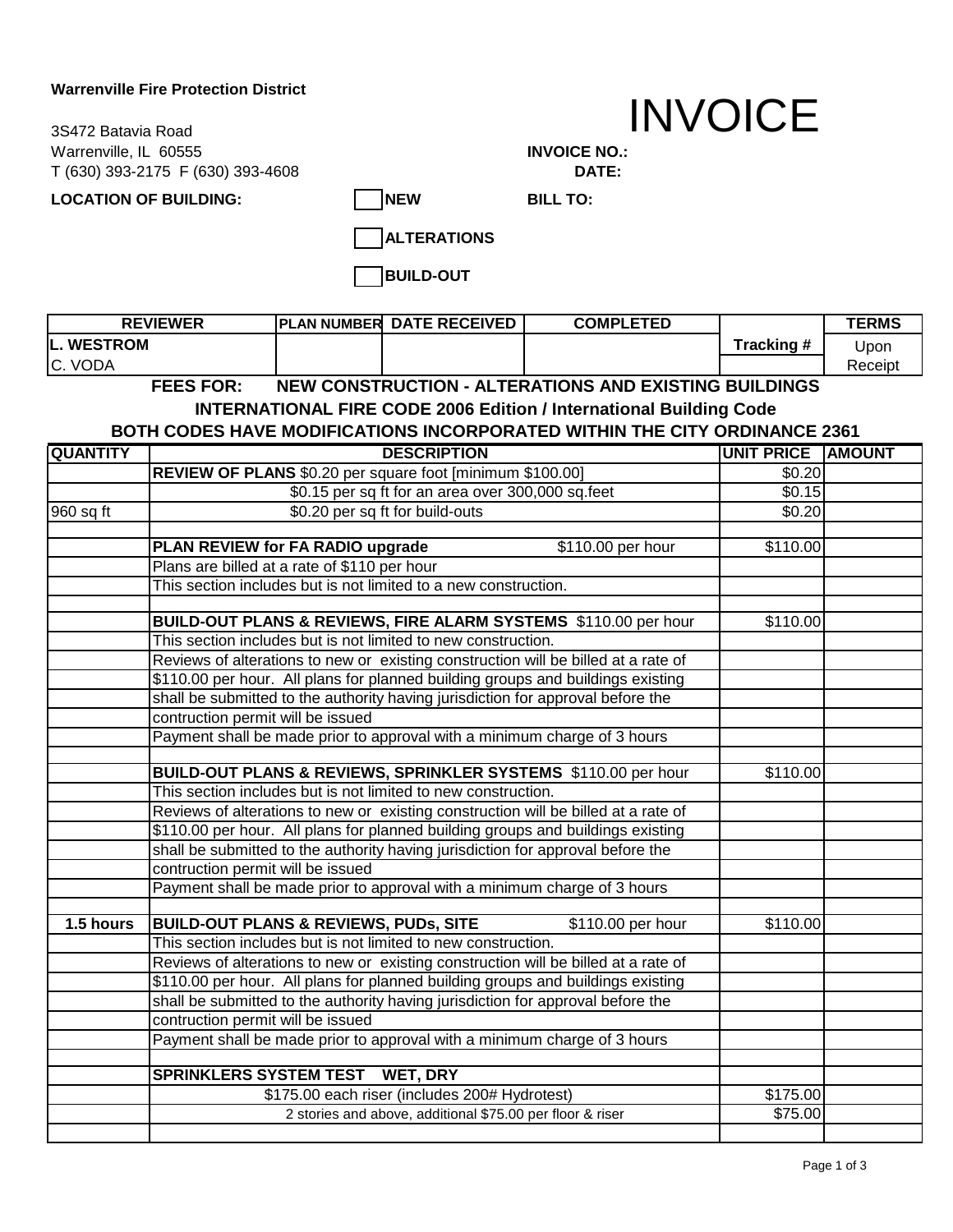**Warrenville Fire Protection District**

3S472 Batavia Road
Warrenville, IL 60555
T (630) 393-2175 F (630) 393-4608

# INVOICE

**INVOICE NO.:**
**DATE:**

**LOCATION OF BUILDING:**

☐ **NEW**
☐ **ALTERATIONS**
☐ **BUILD-OUT**

**BILL TO:**

| REVIEWER | PLAN NUMBER | DATE RECEIVED | COMPLETED | | TERMS |
|---|---|---|---|---|---|
| **L. WESTROM** | | | | **Tracking #** | Upon |
| C. VODA | | | | | Receipt |

**FEES FOR: NEW CONSTRUCTION - ALTERATIONS AND EXISTING BUILDINGS**

**INTERNATIONAL FIRE CODE 2006 Edition / International Building Code**

**BOTH CODES HAVE MODIFICATIONS INCORPORATED WITHIN THE CITY ORDINANCE 2361**

| QUANTITY | DESCRIPTION | UNIT PRICE | AMOUNT |
|---|---|---|---|
| | **REVIEW OF PLANS** $0.20 per square foot [minimum $100.00] | $0.20 | |
| | $0.15 per sq ft for an area over 300,000 sq.feet | $0.15 | |
| 960 sq ft | $0.20 per sq ft for build-outs | $0.20 | |
| | | | |
| | **PLAN REVIEW for FA RADIO upgrade** $110.00 per hour | $110.00 | |
| | Plans are billed at a rate of $110 per hour | | |
| | This section includes but is not limited to a new construction. | | |
| | | | |
| | **BUILD-OUT PLANS & REVIEWS, FIRE ALARM SYSTEMS** $110.00 per hour | $110.00 | |
| | This section includes but is not limited to new construction. | | |
| | Reviews of alterations to new or existing construction will be billed at a rate of | | |
| | $110.00 per hour. All plans for planned building groups and buildings existing | | |
| | shall be submitted to the authority having jurisdiction for approval before the | | |
| | contruction permit will be issued | | |
| | Payment shall be made prior to approval with a minimum charge of 3 hours | | |
| | | | |
| | **BUILD-OUT PLANS & REVIEWS, SPRINKLER SYSTEMS** $110.00 per hour | $110.00 | |
| | This section includes but is not limited to new construction. | | |
| | Reviews of alterations to new or existing construction will be billed at a rate of | | |
| | $110.00 per hour. All plans for planned building groups and buildings existing | | |
| | shall be submitted to the authority having jurisdiction for approval before the | | |
| | contruction permit will be issued | | |
| | Payment shall be made prior to approval with a minimum charge of 3 hours | | |
| | | | |
| **1.5 hours** | **BUILD-OUT PLANS & REVIEWS, PUDs, SITE** $110.00 per hour | $110.00 | |
| | This section includes but is not limited to new construction. | | |
| | Reviews of alterations to new or existing construction will be billed at a rate of | | |
| | $110.00 per hour. All plans for planned building groups and buildings existing | | |
| | shall be submitted to the authority having jurisdiction for approval before the | | |
| | contruction permit will be issued | | |
| | Payment shall be made prior to approval with a minimum charge of 3 hours | | |
| | | | |
| | **SPRINKLERS SYSTEM TEST WET, DRY** | | |
| | $175.00 each riser (includes 200# Hydrotest) | $175.00 | |
| | 2 stories and above, additional $75.00 per floor & riser | $75.00 | |
| | | | |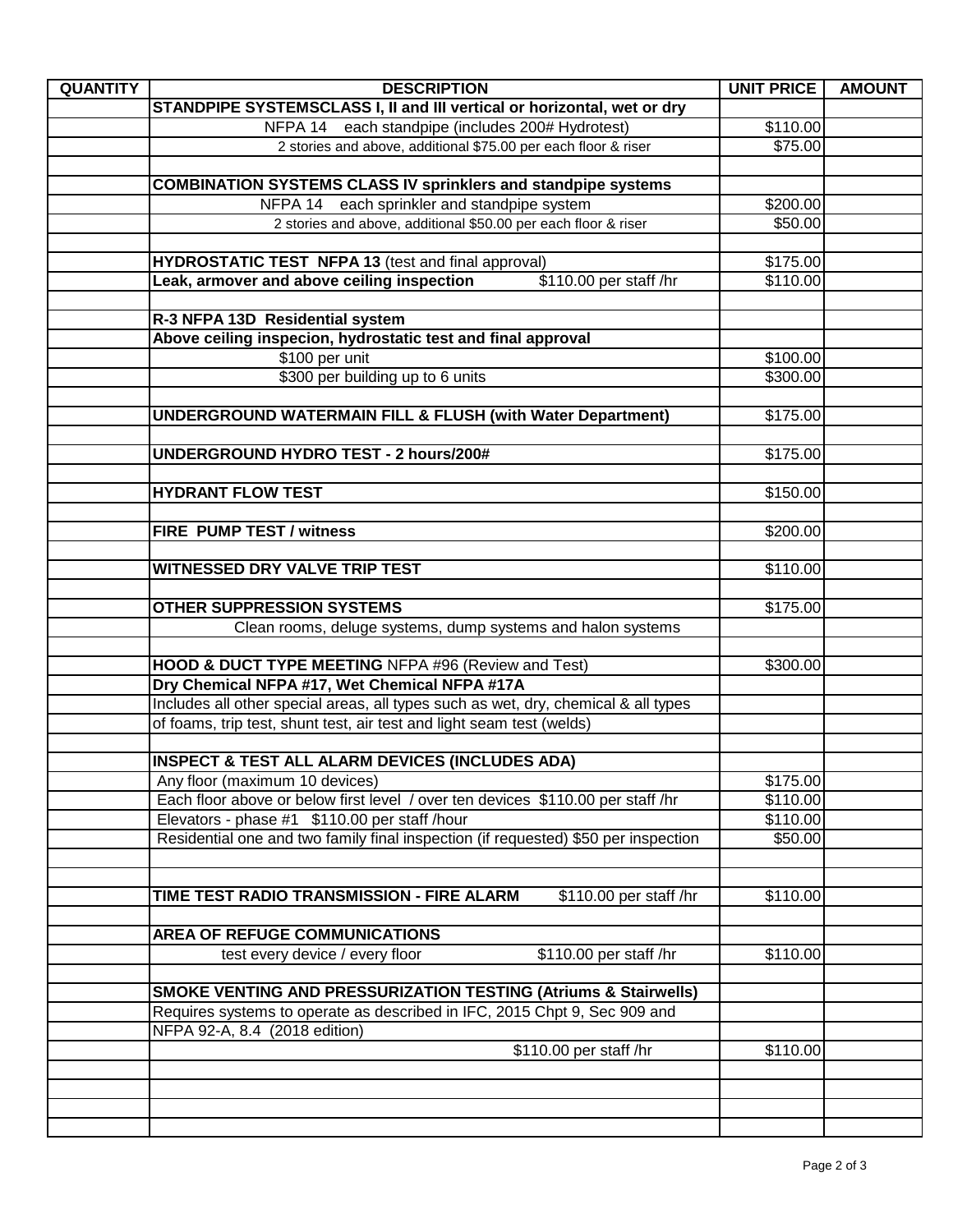| QUANTITY | DESCRIPTION | UNIT PRICE | AMOUNT |
|---|---|---|---|
| | **STANDPIPE SYSTEMSCLASS I, II and III vertical or horizontal, wet or dry** | | |
| | NFPA 14 each standpipe (includes 200# Hydrotest) | $110.00 | |
| | 2 stories and above, additional $75.00 per each floor & riser | $75.00 | |
| | | | |
| | **COMBINATION SYSTEMS CLASS IV sprinklers and standpipe systems** | | |
| | NFPA 14 each sprinkler and standpipe system | $200.00 | |
| | 2 stories and above, additional $50.00 per each floor & riser | $50.00 | |
| | | | |
| | **HYDROSTATIC TEST NFPA 13** (test and final approval) | $175.00 | |
| | **Leak, armover and above ceiling inspection** $110.00 per staff /hr | $110.00 | |
| | | | |
| | **R-3 NFPA 13D Residential system** | | |
| | **Above ceiling inspecion, hydrostatic test and final approval** | | |
| | $100 per unit | $100.00 | |
| | $300 per building up to 6 units | $300.00 | |
| | | | |
| | **UNDERGROUND WATERMAIN FILL & FLUSH (with Water Department)** | $175.00 | |
| | | | |
| | **UNDERGROUND HYDRO TEST - 2 hours/200#** | $175.00 | |
| | | | |
| | **HYDRANT FLOW TEST** | $150.00 | |
| | | | |
| | **FIRE PUMP TEST / witness** | $200.00 | |
| | | | |
| | **WITNESSED DRY VALVE TRIP TEST** | $110.00 | |
| | | | |
| | **OTHER SUPPRESSION SYSTEMS** | $175.00 | |
| | Clean rooms, deluge systems, dump systems and halon systems | | |
| | | | |
| | **HOOD & DUCT TYPE MEETING** NFPA #96 (Review and Test) | $300.00 | |
| | **Dry Chemical NFPA #17, Wet Chemical NFPA #17A** | | |
| | Includes all other special areas, all types such as wet, dry, chemical & all types | | |
| | of foams, trip test, shunt test, air test and light seam test (welds) | | |
| | | | |
| | **INSPECT & TEST ALL ALARM DEVICES (INCLUDES ADA)** | | |
| | Any floor (maximum 10 devices) | $175.00 | |
| | Each floor above or below first level / over ten devices $110.00 per staff /hr | $110.00 | |
| | Elevators - phase #1 $110.00 per staff /hour | $110.00 | |
| | Residential one and two family final inspection (if requested) $50 per inspection | $50.00 | |
| | | | |
| | | | |
| | **TIME TEST RADIO TRANSMISSION - FIRE ALARM** $110.00 per staff /hr | $110.00 | |
| | | | |
| | **AREA OF REFUGE COMMUNICATIONS** | | |
| | test every device / every floor $110.00 per staff /hr | $110.00 | |
| | | | |
| | **SMOKE VENTING AND PRESSURIZATION TESTING (Atriums & Stairwells)** | | |
| | Requires systems to operate as described in IFC, 2015 Chpt 9, Sec 909 and | | |
| | NFPA 92-A, 8.4 (2018 edition) | | |
| | $110.00 per staff /hr | $110.00 | |
| | | | |
| | | | |
| | | | |
| | | | |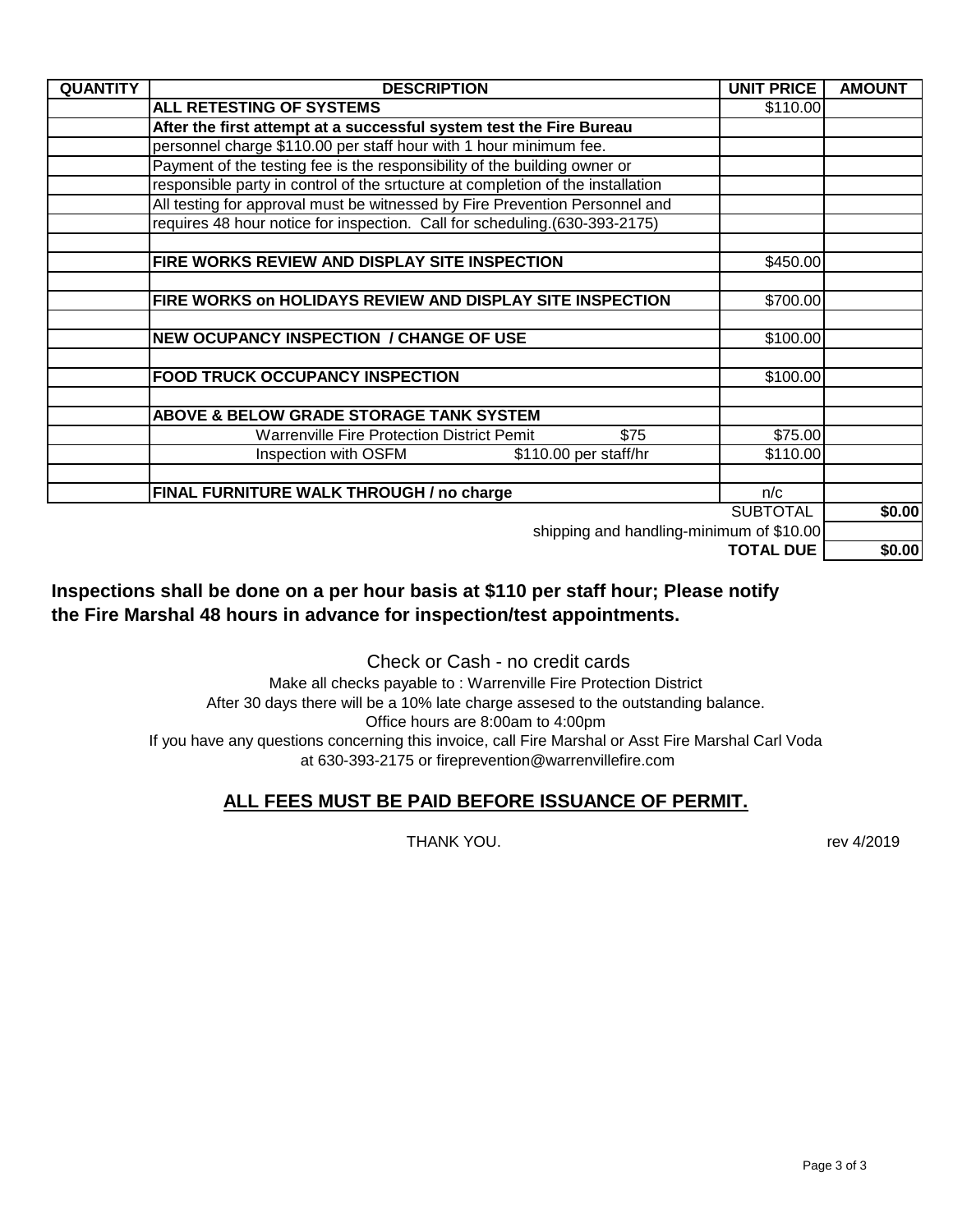| QUANTITY | DESCRIPTION | | UNIT PRICE | AMOUNT |
|---|---|---|---|---|
| | **ALL RETESTING OF SYSTEMS** | | $110.00 | |
| | **After the first attempt at a successful system test the Fire Bureau** | | | |
| | personnel charge $110.00 per staff hour with 1 hour minimum fee. | | | |
| | Payment of the testing fee is the responsibility of the building owner or | | | |
| | responsible party in control of the srtucture at completion of the installation | | | |
| | All testing for approval must be witnessed by Fire Prevention Personnel and | | | |
| | requires 48 hour notice for inspection. Call for scheduling.(630-393-2175) | | | |
| | | | | |
| | **FIRE WORKS REVIEW AND DISPLAY SITE INSPECTION** | | $450.00 | |
| | | | | |
| | **FIRE WORKS on HOLIDAYS REVIEW AND DISPLAY SITE INSPECTION** | | $700.00 | |
| | | | | |
| | **NEW OCUPANCY INSPECTION / CHANGE OF USE** | | $100.00 | |
| | | | | |
| | **FOOD TRUCK OCCUPANCY INSPECTION** | | $100.00 | |
| | | | | |
| | **ABOVE & BELOW GRADE STORAGE TANK SYSTEM** | | | |
| | Warrenville Fire Protection District Pemit | $75 | $75.00 | |
| | Inspection with OSFM | $110.00 per staff/hr | $110.00 | |
| | | | | |
| | **FINAL FURNITURE WALK THROUGH / no charge** | | n/c | |
| | | | SUBTOTAL | **$0.00** |
| | | | shipping and handling-minimum of $10.00 | |
| | | | **TOTAL DUE** | **$0.00** |

**Inspections shall be done on a per hour basis at $110 per staff hour; Please notify the Fire Marshal 48 hours in advance for inspection/test appointments.**

Check or Cash - no credit cards

Make all checks payable to : Warrenville Fire Protection District

After 30 days there will be a 10% late charge assesed to the outstanding balance.

Office hours are 8:00am to 4:00pm

If you have any questions concerning this invoice, call Fire Marshal or Asst Fire Marshal Carl Voda at 630-393-2175 or fireprevention@warrenvillefire.com

**ALL FEES MUST BE PAID BEFORE ISSUANCE OF PERMIT.**

THANK YOU.

rev 4/2019